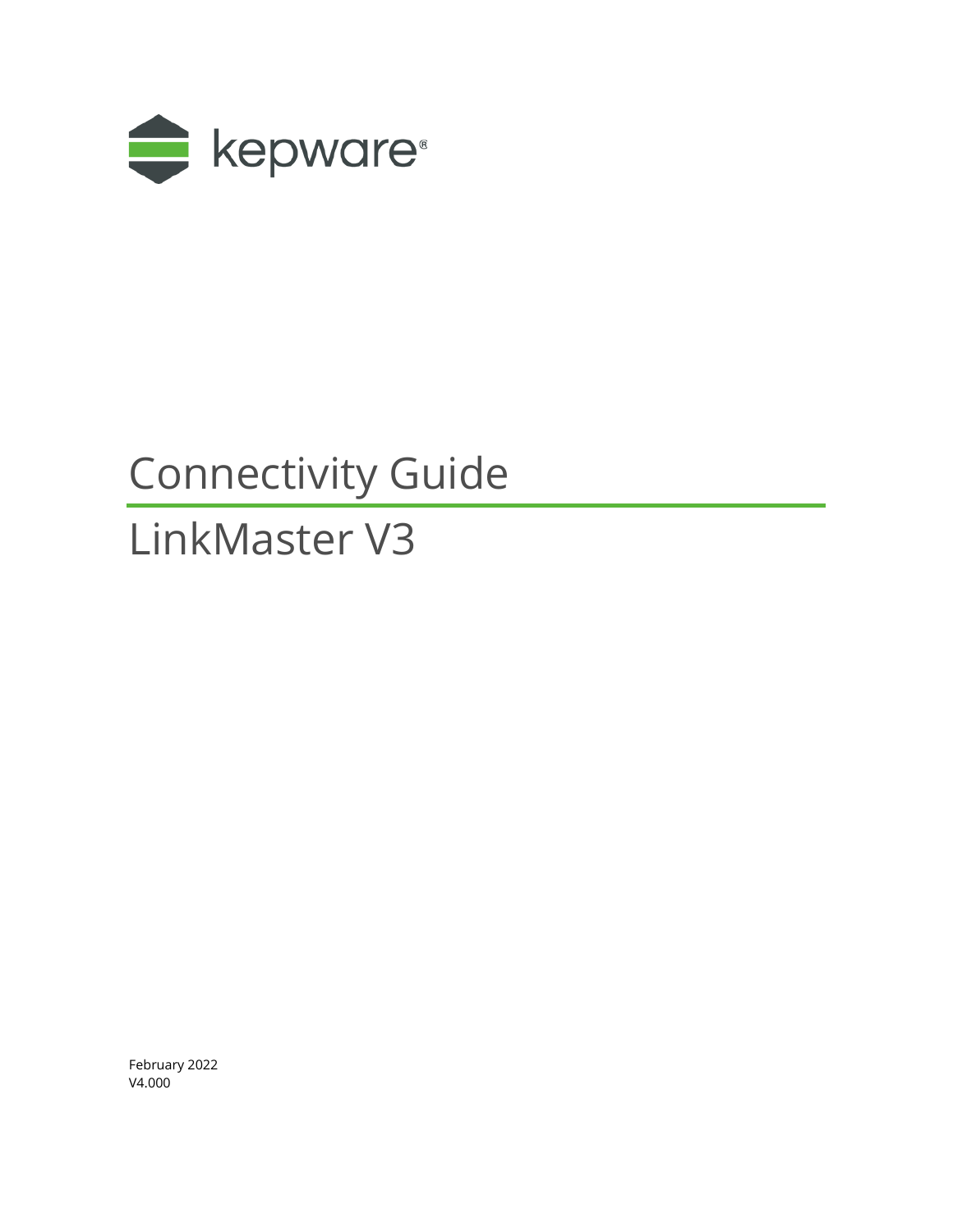kepware®

# Connectivity Guide

# LinkMaster V3

February 2022
V4.000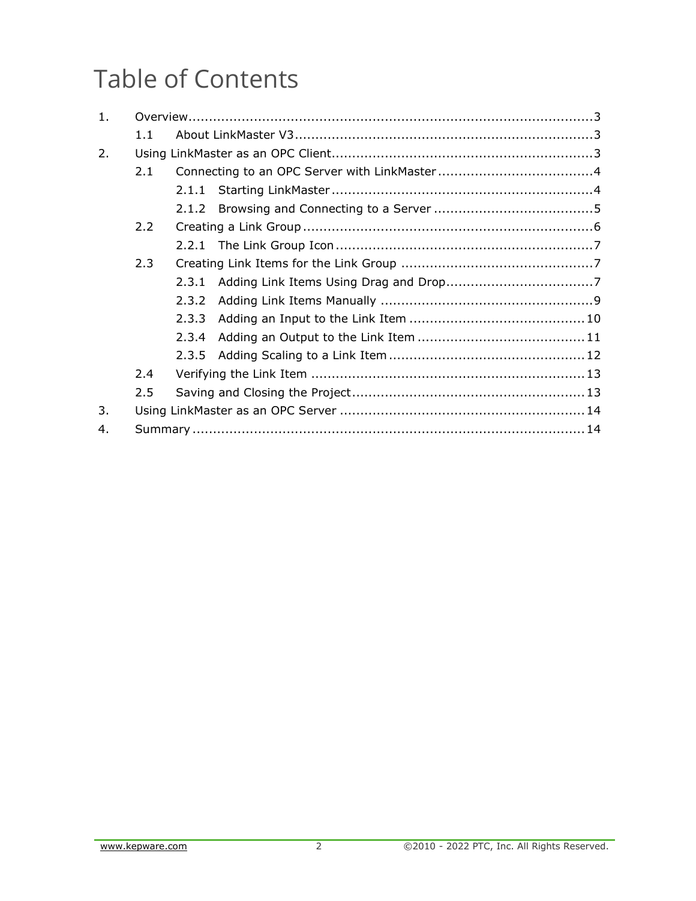# Table of Contents

1. Overview .......... 3
    - 1.1 About LinkMaster V3 .......... 3
2. Using LinkMaster as an OPC Client .......... 3
    - 2.1 Connecting to an OPC Server with LinkMaster .......... 4
        - 2.1.1 Starting LinkMaster .......... 4
        - 2.1.2 Browsing and Connecting to a Server .......... 5
    - 2.2 Creating a Link Group .......... 6
        - 2.2.1 The Link Group Icon .......... 7
    - 2.3 Creating Link Items for the Link Group .......... 7
        - 2.3.1 Adding Link Items Using Drag and Drop .......... 7
        - 2.3.2 Adding Link Items Manually .......... 9
        - 2.3.3 Adding an Input to the Link Item .......... 10
        - 2.3.4 Adding an Output to the Link Item .......... 11
        - 2.3.5 Adding Scaling to a Link Item .......... 12
    - 2.4 Verifying the Link Item .......... 13
    - 2.5 Saving and Closing the Project .......... 13
3. Using LinkMaster as an OPC Server .......... 14
4. Summary .......... 14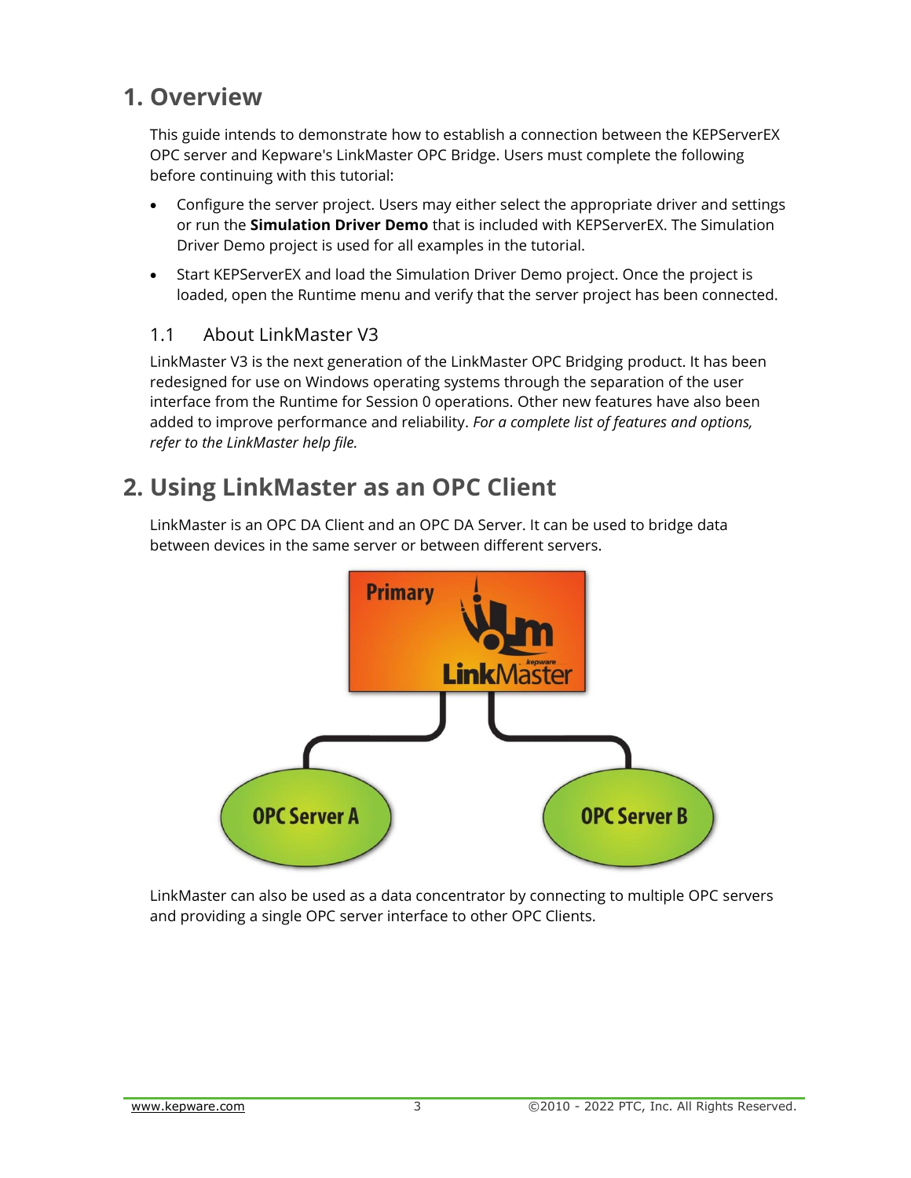# 1. Overview

This guide intends to demonstrate how to establish a connection between the KEPServerEX OPC server and Kepware's LinkMaster OPC Bridge. Users must complete the following before continuing with this tutorial:

- Configure the server project. Users may either select the appropriate driver and settings or run the **Simulation Driver Demo** that is included with KEPServerEX. The Simulation Driver Demo project is used for all examples in the tutorial.
- Start KEPServerEX and load the Simulation Driver Demo project. Once the project is loaded, open the Runtime menu and verify that the server project has been connected.

## 1.1 About LinkMaster V3

LinkMaster V3 is the next generation of the LinkMaster OPC Bridging product. It has been redesigned for use on Windows operating systems through the separation of the user interface from the Runtime for Session 0 operations. Other new features have also been added to improve performance and reliability. *For a complete list of features and options, refer to the LinkMaster help file.*

# 2. Using LinkMaster as an OPC Client

LinkMaster is an OPC DA Client and an OPC DA Server. It can be used to bridge data between devices in the same server or between different servers.

LinkMaster can also be used as a data concentrator by connecting to multiple OPC servers and providing a single OPC server interface to other OPC Clients.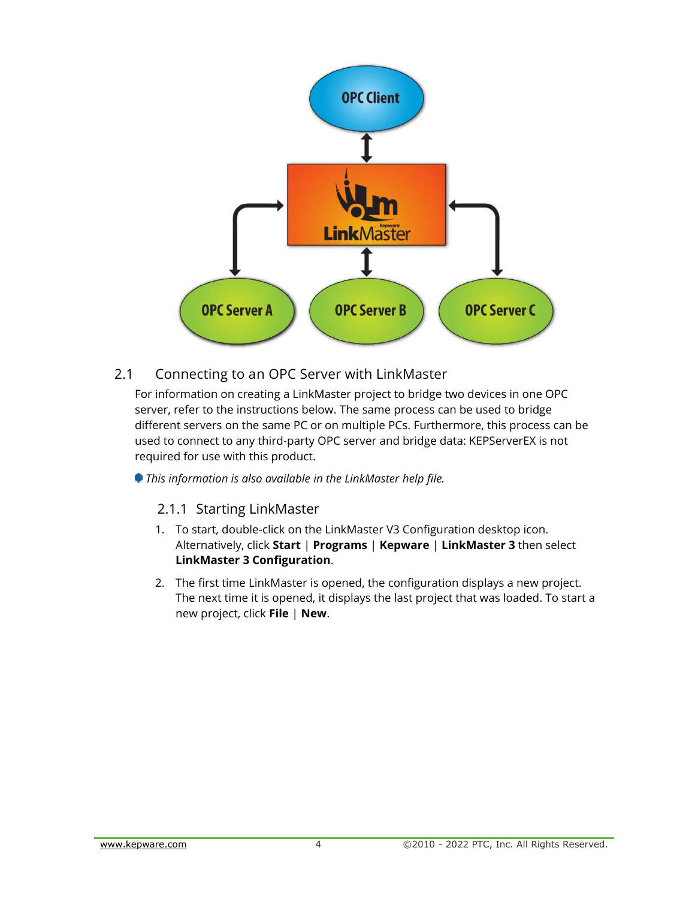## 2.1 Connecting to an OPC Server with LinkMaster

For information on creating a LinkMaster project to bridge two devices in one OPC server, refer to the instructions below. The same process can be used to bridge different servers on the same PC or on multiple PCs. Furthermore, this process can be used to connect to any third-party OPC server and bridge data: KEPServerEX is not required for use with this product.

*This information is also available in the LinkMaster help file.*

### 2.1.1 Starting LinkMaster

1. To start, double-click on the LinkMaster V3 Configuration desktop icon. Alternatively, click **Start** | **Programs** | **Kepware** | **LinkMaster 3** then select **LinkMaster 3 Configuration**.
2. The first time LinkMaster is opened, the configuration displays a new project. The next time it is opened, it displays the last project that was loaded. To start a new project, click **File** | **New**.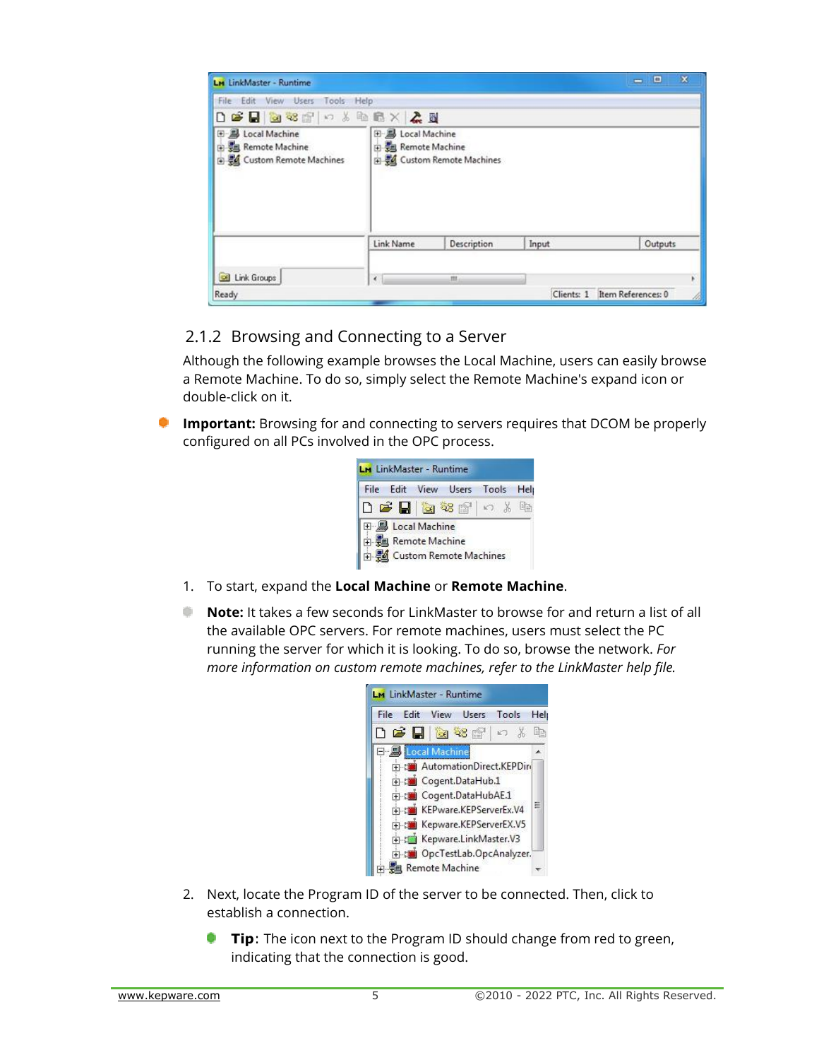## 2.1.2 Browsing and Connecting to a Server

Although the following example browses the Local Machine, users can easily browse a Remote Machine. To do so, simply select the Remote Machine's expand icon or double-click on it.

**Important:** Browsing for and connecting to servers requires that DCOM be properly configured on all PCs involved in the OPC process.

1. To start, expand the **Local Machine** or **Remote Machine**.

   **Note:** It takes a few seconds for LinkMaster to browse for and return a list of all the available OPC servers. For remote machines, users must select the PC running the server for which it is looking. To do so, browse the network. *For more information on custom remote machines, refer to the LinkMaster help file.*

2. Next, locate the Program ID of the server to be connected. Then, click to establish a connection.

   **Tip**: The icon next to the Program ID should change from red to green, indicating that the connection is good.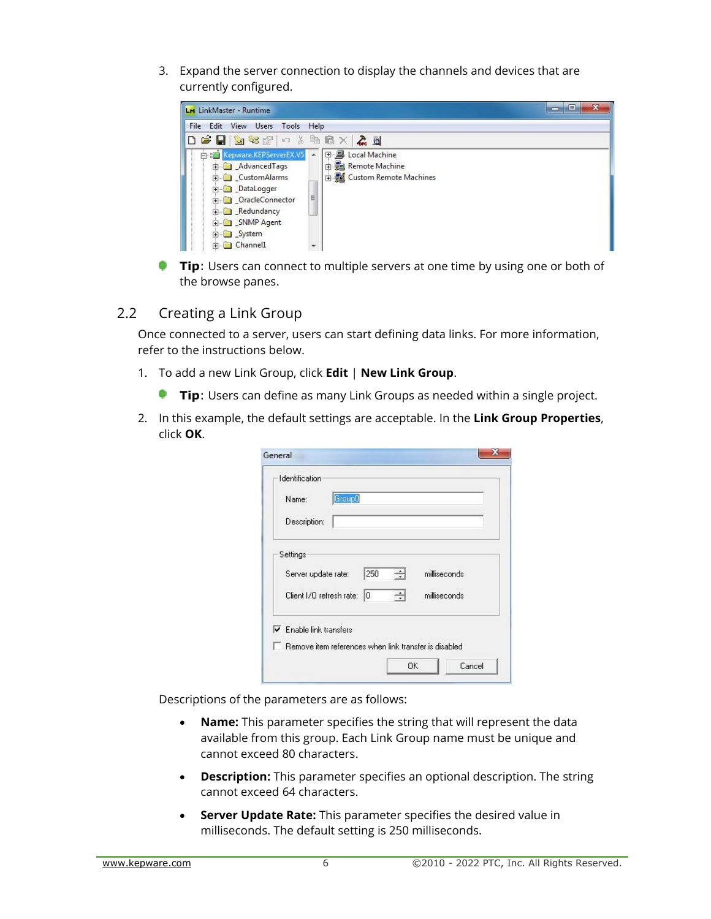3. Expand the server connection to display the channels and devices that are currently configured.

- **Tip**: Users can connect to multiple servers at one time by using one or both of the browse panes.

## 2.2 Creating a Link Group

Once connected to a server, users can start defining data links. For more information, refer to the instructions below.

1. To add a new Link Group, click **Edit** | **New Link Group**.

   - **Tip**: Users can define as many Link Groups as needed within a single project.

2. In this example, the default settings are acceptable. In the **Link Group Properties**, click **OK**.

   Descriptions of the parameters are as follows:

   - **Name:** This parameter specifies the string that will represent the data available from this group. Each Link Group name must be unique and cannot exceed 80 characters.
   - **Description:** This parameter specifies an optional description. The string cannot exceed 64 characters.
   - **Server Update Rate:** This parameter specifies the desired value in milliseconds. The default setting is 250 milliseconds.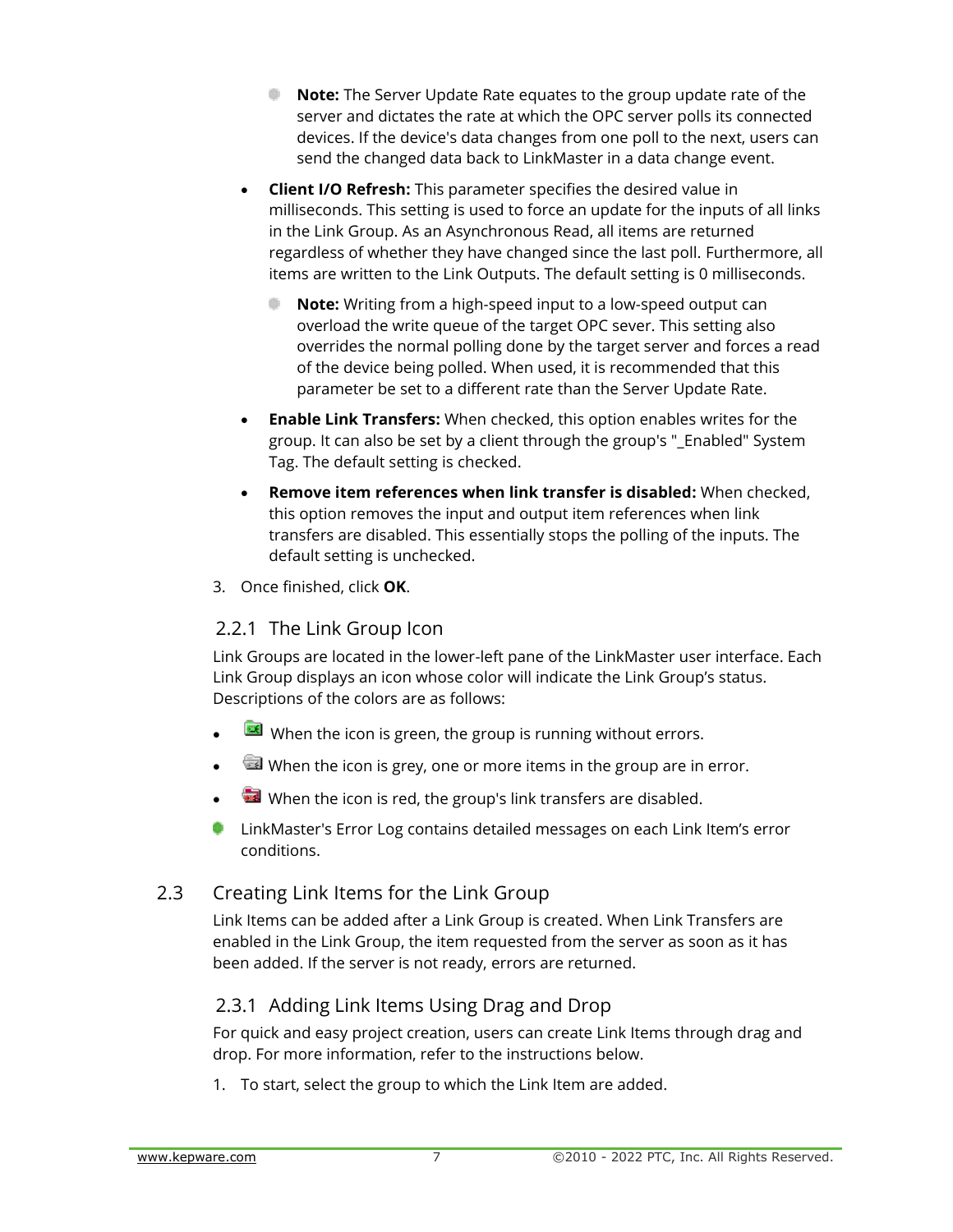- **Note:** The Server Update Rate equates to the group update rate of the server and dictates the rate at which the OPC server polls its connected devices. If the device's data changes from one poll to the next, users can send the changed data back to LinkMaster in a data change event.

- **Client I/O Refresh:** This parameter specifies the desired value in milliseconds. This setting is used to force an update for the inputs of all links in the Link Group. As an Asynchronous Read, all items are returned regardless of whether they have changed since the last poll. Furthermore, all items are written to the Link Outputs. The default setting is 0 milliseconds.

  - **Note:** Writing from a high-speed input to a low-speed output can overload the write queue of the target OPC sever. This setting also overrides the normal polling done by the target server and forces a read of the device being polled. When used, it is recommended that this parameter be set to a different rate than the Server Update Rate.

- **Enable Link Transfers:** When checked, this option enables writes for the group. It can also be set by a client through the group's "_Enabled" System Tag. The default setting is checked.

- **Remove item references when link transfer is disabled:** When checked, this option removes the input and output item references when link transfers are disabled. This essentially stops the polling of the inputs. The default setting is unchecked.

3. Once finished, click **OK**.

### 2.2.1 The Link Group Icon

Link Groups are located in the lower-left pane of the LinkMaster user interface. Each Link Group displays an icon whose color will indicate the Link Group's status. Descriptions of the colors are as follows:

- When the icon is green, the group is running without errors.
- When the icon is grey, one or more items in the group are in error.
- When the icon is red, the group's link transfers are disabled.

LinkMaster's Error Log contains detailed messages on each Link Item's error conditions.

## 2.3 Creating Link Items for the Link Group

Link Items can be added after a Link Group is created. When Link Transfers are enabled in the Link Group, the item requested from the server as soon as it has been added. If the server is not ready, errors are returned.

### 2.3.1 Adding Link Items Using Drag and Drop

For quick and easy project creation, users can create Link Items through drag and drop. For more information, refer to the instructions below.

1. To start, select the group to which the Link Item are added.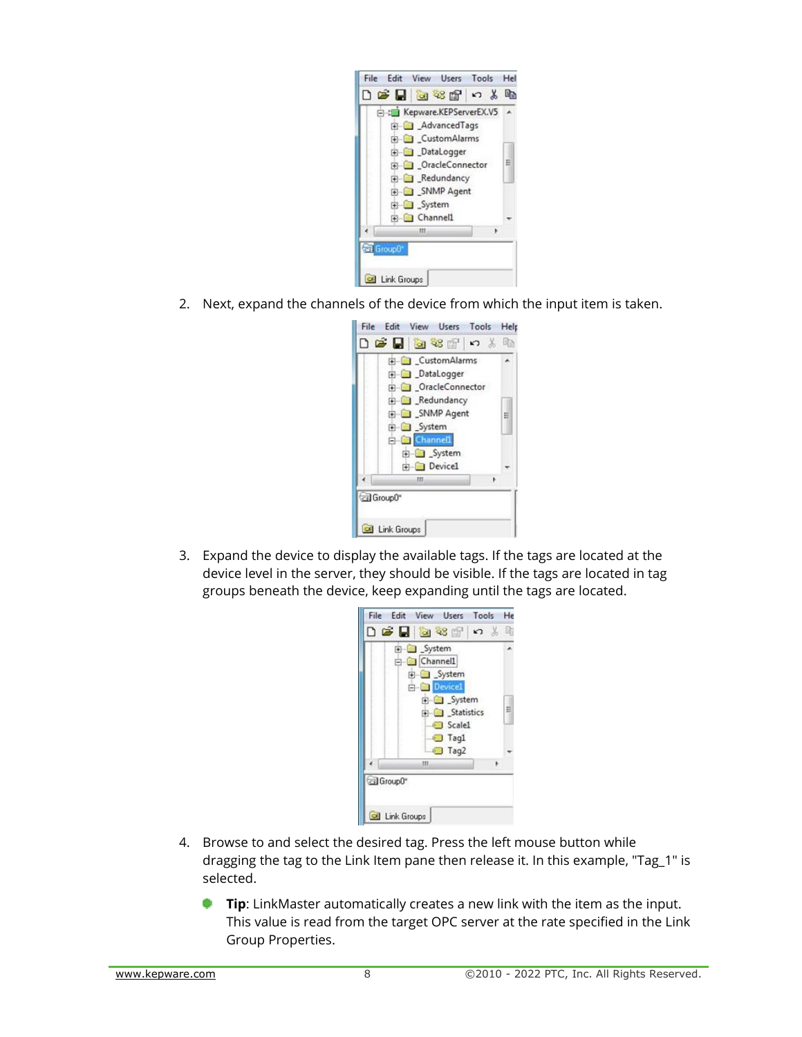2. Next, expand the channels of the device from which the input item is taken.

3. Expand the device to display the available tags. If the tags are located at the device level in the server, they should be visible. If the tags are located in tag groups beneath the device, keep expanding until the tags are located.

4. Browse to and select the desired tag. Press the left mouse button while dragging the tag to the Link Item pane then release it. In this example, "Tag_1" is selected.

   - **Tip**: LinkMaster automatically creates a new link with the item as the input. This value is read from the target OPC server at the rate specified in the Link Group Properties.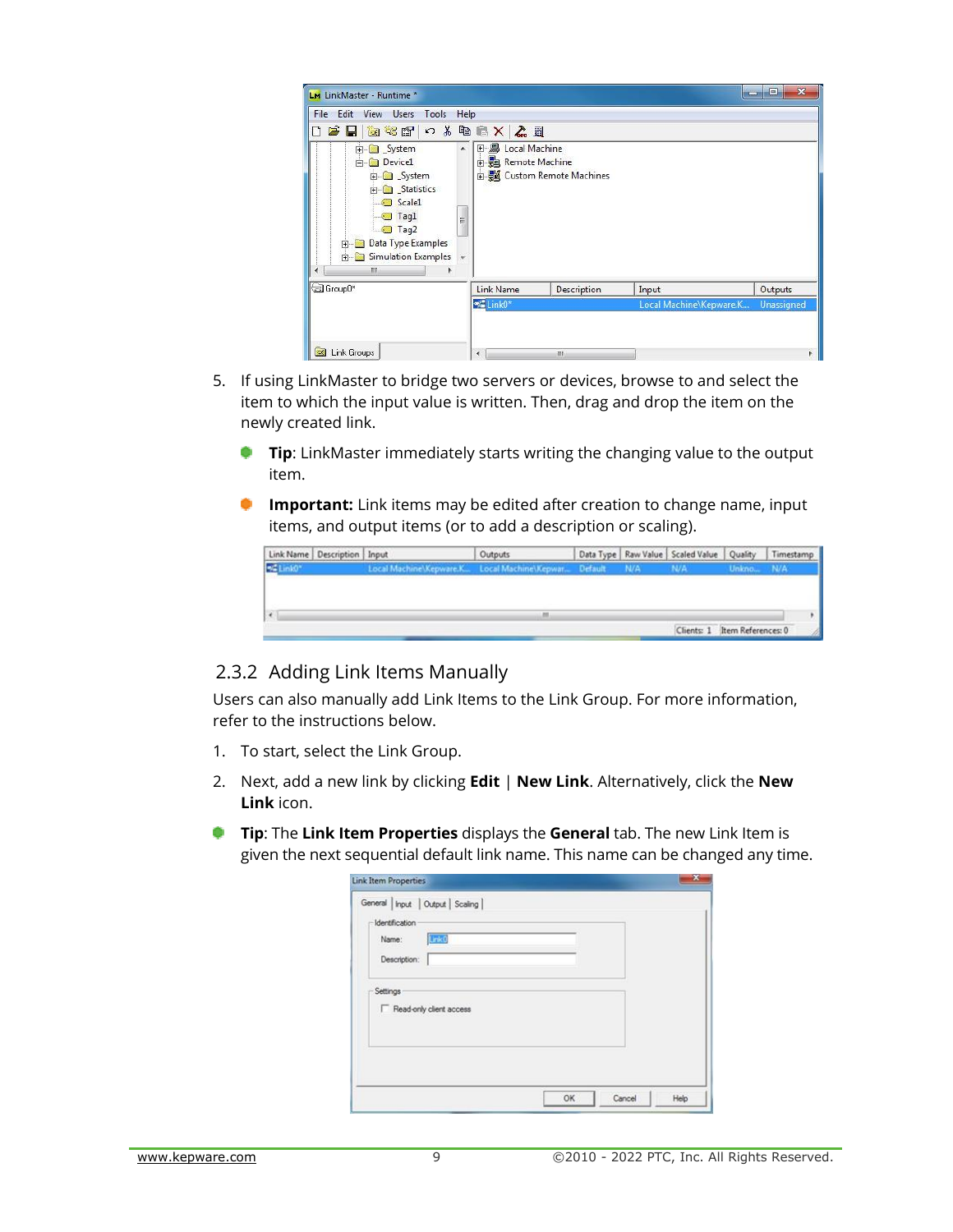5. If using LinkMaster to bridge two servers or devices, browse to and select the item to which the input value is written. Then, drag and drop the item on the newly created link.

   - **Tip**: LinkMaster immediately starts writing the changing value to the output item.
   - **Important:** Link items may be edited after creation to change name, input items, and output items (or to add a description or scaling).

### 2.3.2 Adding Link Items Manually

Users can also manually add Link Items to the Link Group. For more information, refer to the instructions below.

1. To start, select the Link Group.
2. Next, add a new link by clicking **Edit** | **New Link**. Alternatively, click the **New Link** icon.

- **Tip**: The **Link Item Properties** displays the **General** tab. The new Link Item is given the next sequential default link name. This name can be changed any time.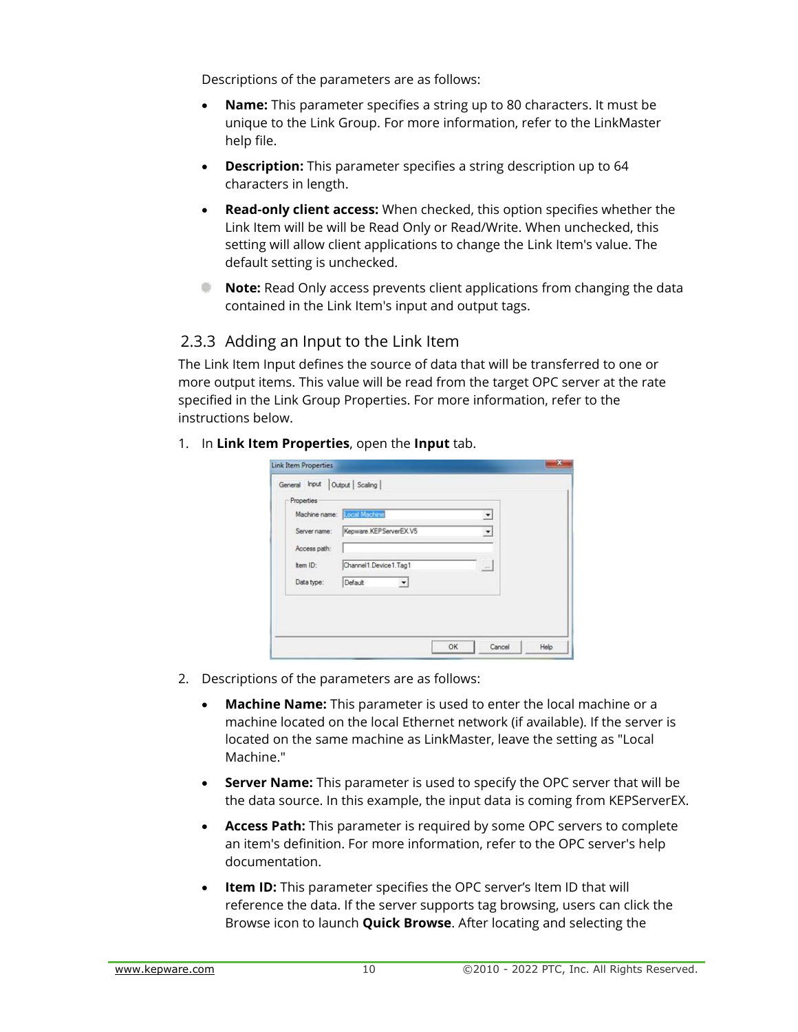Descriptions of the parameters are as follows:

- **Name:** This parameter specifies a string up to 80 characters. It must be unique to the Link Group. For more information, refer to the LinkMaster help file.
- **Description:** This parameter specifies a string description up to 64 characters in length.
- **Read-only client access:** When checked, this option specifies whether the Link Item will be will be Read Only or Read/Write. When unchecked, this setting will allow client applications to change the Link Item's value. The default setting is unchecked.

**Note:** Read Only access prevents client applications from changing the data contained in the Link Item's input and output tags.

## 2.3.3 Adding an Input to the Link Item

The Link Item Input defines the source of data that will be transferred to one or more output items. This value will be read from the target OPC server at the rate specified in the Link Group Properties. For more information, refer to the instructions below.

1. In **Link Item Properties**, open the **Input** tab.

2. Descriptions of the parameters are as follows:

   - **Machine Name:** This parameter is used to enter the local machine or a machine located on the local Ethernet network (if available). If the server is located on the same machine as LinkMaster, leave the setting as "Local Machine."
   - **Server Name:** This parameter is used to specify the OPC server that will be the data source. In this example, the input data is coming from KEPServerEX.
   - **Access Path:** This parameter is required by some OPC servers to complete an item's definition. For more information, refer to the OPC server's help documentation.
   - **Item ID:** This parameter specifies the OPC server's Item ID that will reference the data. If the server supports tag browsing, users can click the Browse icon to launch **Quick Browse**. After locating and selecting the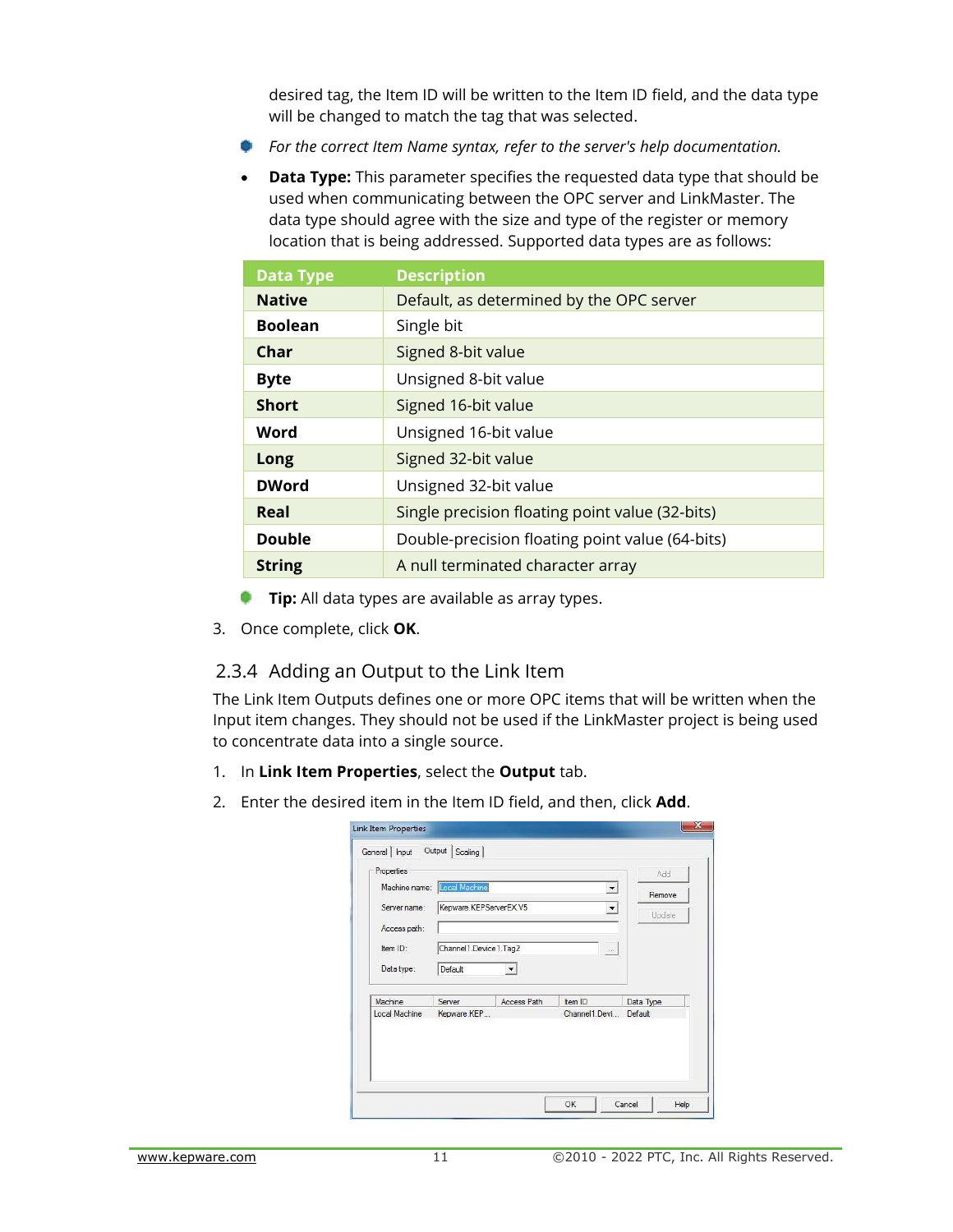desired tag, the Item ID will be written to the Item ID field, and the data type will be changed to match the tag that was selected.

*For the correct Item Name syntax, refer to the server's help documentation.*

- **Data Type:** This parameter specifies the requested data type that should be used when communicating between the OPC server and LinkMaster. The data type should agree with the size and type of the register or memory location that is being addressed. Supported data types are as follows:

| Data Type | Description |
|---|---|
| **Native** | Default, as determined by the OPC server |
| **Boolean** | Single bit |
| **Char** | Signed 8-bit value |
| **Byte** | Unsigned 8-bit value |
| **Short** | Signed 16-bit value |
| **Word** | Unsigned 16-bit value |
| **Long** | Signed 32-bit value |
| **DWord** | Unsigned 32-bit value |
| **Real** | Single precision floating point value (32-bits) |
| **Double** | Double-precision floating point value (64-bits) |
| **String** | A null terminated character array |

**Tip:** All data types are available as array types.

3. Once complete, click **OK**.

### 2.3.4 Adding an Output to the Link Item

The Link Item Outputs defines one or more OPC items that will be written when the Input item changes. They should not be used if the LinkMaster project is being used to concentrate data into a single source.

1. In **Link Item Properties**, select the **Output** tab.
2. Enter the desired item in the Item ID field, and then, click **Add**.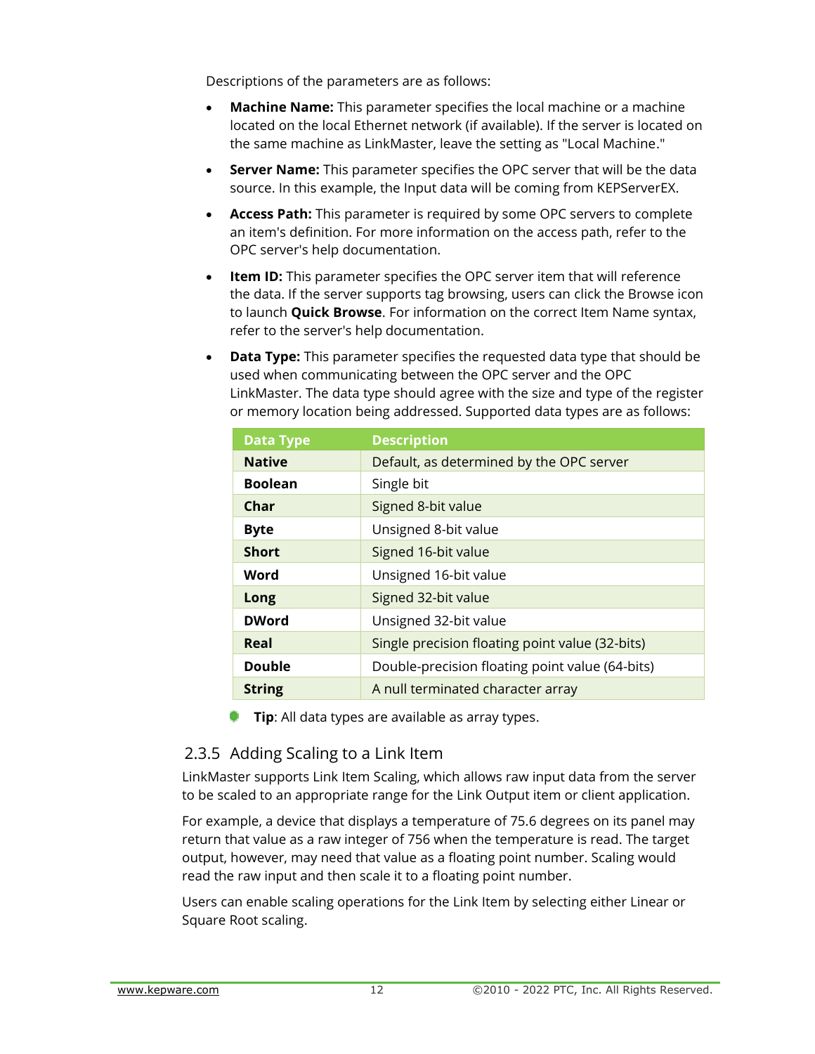Descriptions of the parameters are as follows:

- **Machine Name:** This parameter specifies the local machine or a machine located on the local Ethernet network (if available). If the server is located on the same machine as LinkMaster, leave the setting as "Local Machine."
- **Server Name:** This parameter specifies the OPC server that will be the data source. In this example, the Input data will be coming from KEPServerEX.
- **Access Path:** This parameter is required by some OPC servers to complete an item's definition. For more information on the access path, refer to the OPC server's help documentation.
- **Item ID:** This parameter specifies the OPC server item that will reference the data. If the server supports tag browsing, users can click the Browse icon to launch **Quick Browse**. For information on the correct Item Name syntax, refer to the server's help documentation.
- **Data Type:** This parameter specifies the requested data type that should be used when communicating between the OPC server and the OPC LinkMaster. The data type should agree with the size and type of the register or memory location being addressed. Supported data types are as follows:

| Data Type | Description |
|---|---|
| **Native** | Default, as determined by the OPC server |
| **Boolean** | Single bit |
| **Char** | Signed 8-bit value |
| **Byte** | Unsigned 8-bit value |
| **Short** | Signed 16-bit value |
| **Word** | Unsigned 16-bit value |
| **Long** | Signed 32-bit value |
| **DWord** | Unsigned 32-bit value |
| **Real** | Single precision floating point value (32-bits) |
| **Double** | Double-precision floating point value (64-bits) |
| **String** | A null terminated character array |

**Tip**: All data types are available as array types.

### 2.3.5 Adding Scaling to a Link Item

LinkMaster supports Link Item Scaling, which allows raw input data from the server to be scaled to an appropriate range for the Link Output item or client application.

For example, a device that displays a temperature of 75.6 degrees on its panel may return that value as a raw integer of 756 when the temperature is read. The target output, however, may need that value as a floating point number. Scaling would read the raw input and then scale it to a floating point number.

Users can enable scaling operations for the Link Item by selecting either Linear or Square Root scaling.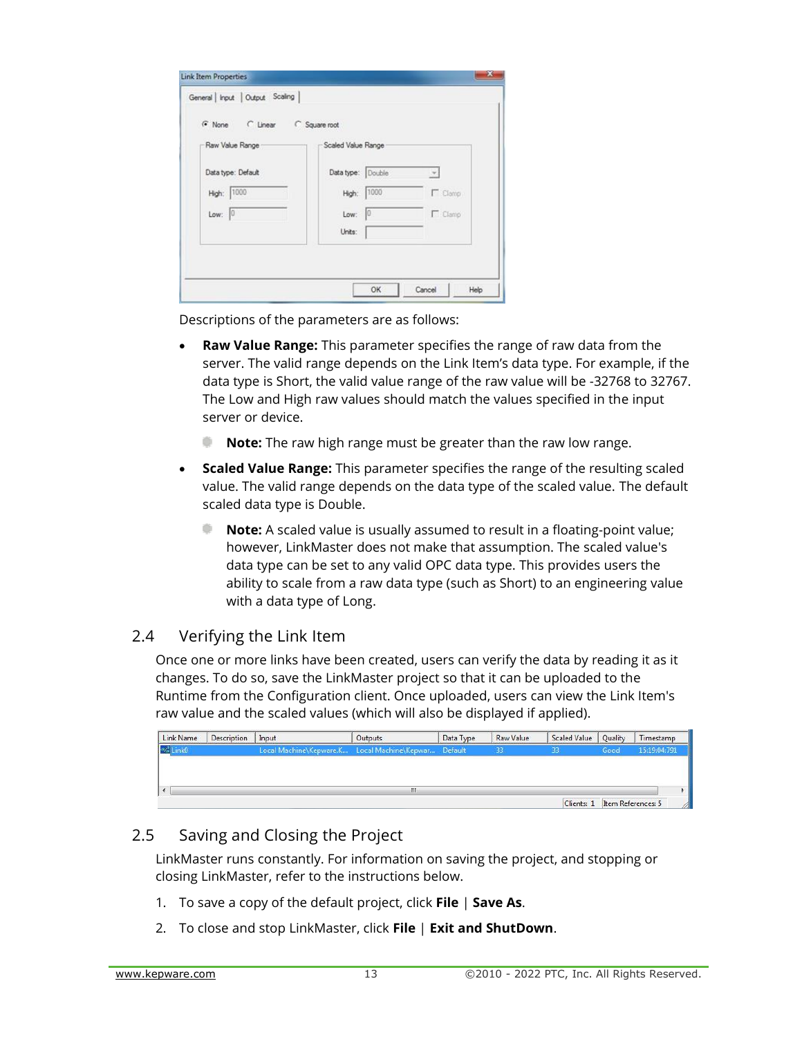Descriptions of the parameters are as follows:

- **Raw Value Range:** This parameter specifies the range of raw data from the server. The valid range depends on the Link Item's data type. For example, if the data type is Short, the valid value range of the raw value will be -32768 to 32767. The Low and High raw values should match the values specified in the input server or device.
  - **Note:** The raw high range must be greater than the raw low range.
- **Scaled Value Range:** This parameter specifies the range of the resulting scaled value. The valid range depends on the data type of the scaled value. The default scaled data type is Double.
  - **Note:** A scaled value is usually assumed to result in a floating-point value; however, LinkMaster does not make that assumption. The scaled value's data type can be set to any valid OPC data type. This provides users the ability to scale from a raw data type (such as Short) to an engineering value with a data type of Long.

## 2.4 Verifying the Link Item

Once one or more links have been created, users can verify the data by reading it as it changes. To do so, save the LinkMaster project so that it can be uploaded to the Runtime from the Configuration client. Once uploaded, users can view the Link Item's raw value and the scaled values (which will also be displayed if applied).

## 2.5 Saving and Closing the Project

LinkMaster runs constantly. For information on saving the project, and stopping or closing LinkMaster, refer to the instructions below.

1. To save a copy of the default project, click **File** | **Save As**.
2. To close and stop LinkMaster, click **File** | **Exit and ShutDown**.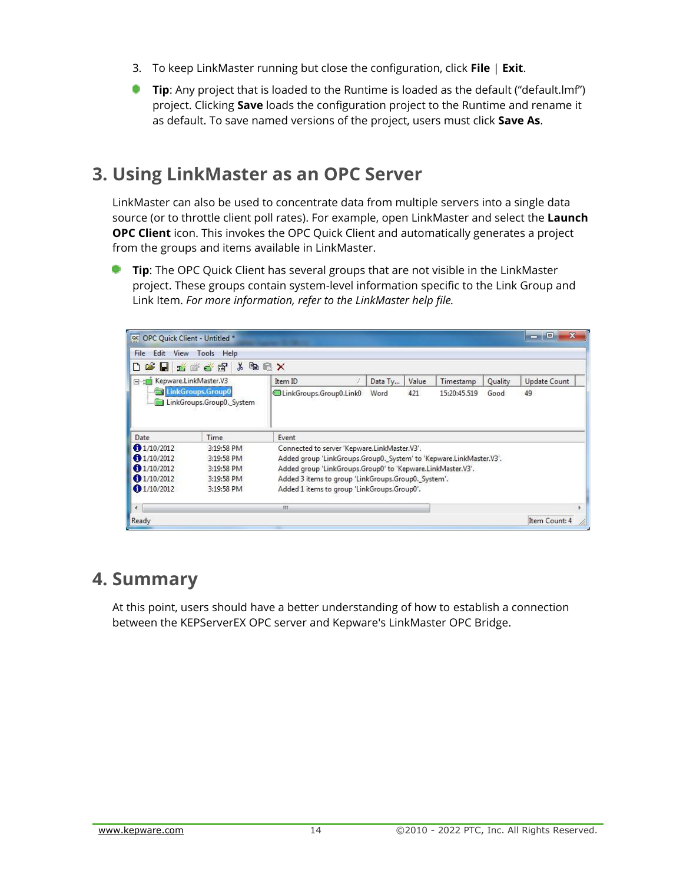3. To keep LinkMaster running but close the configuration, click **File** | **Exit**.

- **Tip**: Any project that is loaded to the Runtime is loaded as the default ("default.lmf") project. Clicking **Save** loads the configuration project to the Runtime and rename it as default. To save named versions of the project, users must click **Save As**.

# 3. Using LinkMaster as an OPC Server

LinkMaster can also be used to concentrate data from multiple servers into a single data source (or to throttle client poll rates). For example, open LinkMaster and select the **Launch OPC Client** icon. This invokes the OPC Quick Client and automatically generates a project from the groups and items available in LinkMaster.

- **Tip**: The OPC Quick Client has several groups that are not visible in the LinkMaster project. These groups contain system-level information specific to the Link Group and Link Item. *For more information, refer to the LinkMaster help file.*

# 4. Summary

At this point, users should have a better understanding of how to establish a connection between the KEPServerEX OPC server and Kepware's LinkMaster OPC Bridge.